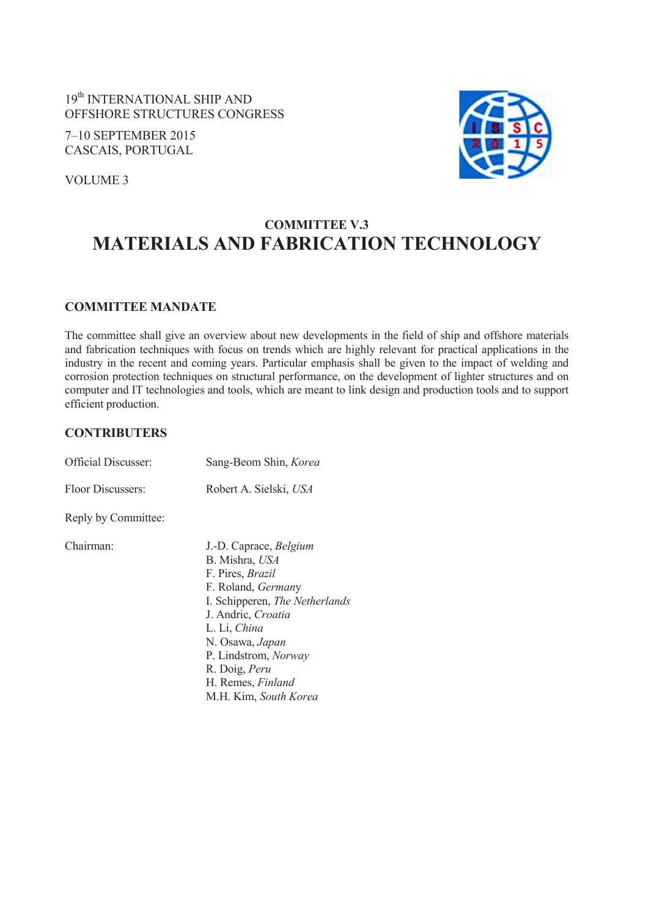19th INTERNATIONAL SHIP AND OFFSHORE STRUCTURES CONGRESS

7–10 SEPTEMBER 2015
CASCAIS, PORTUGAL

VOLUME 3

## COMMITTEE V.3

# MATERIALS AND FABRICATION TECHNOLOGY

### COMMITTEE MANDATE

The committee shall give an overview about new developments in the field of ship and offshore materials and fabrication techniques with focus on trends which are highly relevant for practical applications in the industry in the recent and coming years. Particular emphasis shall be given to the impact of welding and corrosion protection techniques on structural performance, on the development of lighter structures and on computer and IT technologies and tools, which are meant to link design and production tools and to support efficient production.

### CONTRIBUTERS

Official Discusser: Sang-Beom Shin, *Korea*

Floor Discussers: Robert A. Sielski, *USA*

Reply by Committee:

Chairman: J.-D. Caprace, *Belgium*
B. Mishra, *USA*
F. Pires, *Brazil*
F. Roland, *Germany*
I. Schipperen, *The Netherlands*
J. Andric, *Croatia*
L. Li, *China*
N. Osawa, *Japan*
P. Lindstrom, *Norway*
R. Doig, *Peru*
H. Remes, *Finland*
M.H. Kim, *South Korea*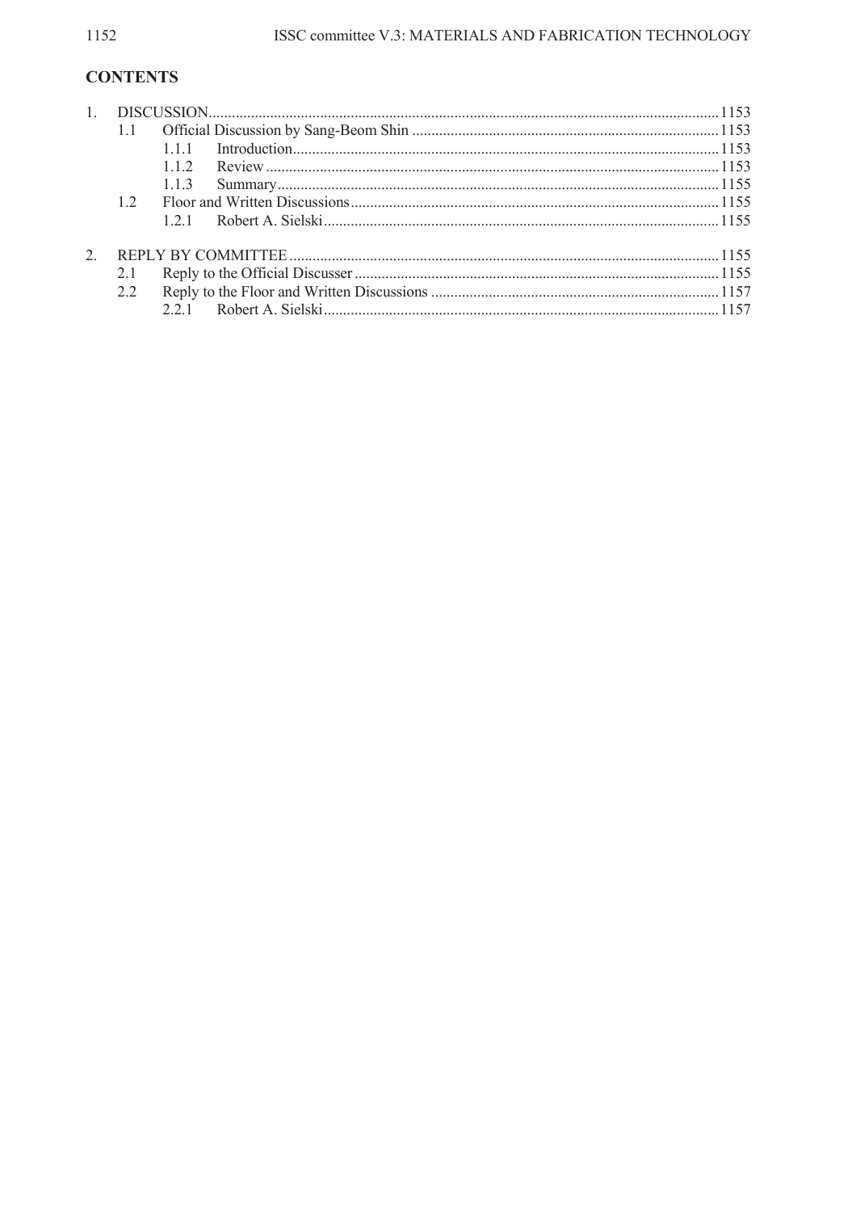## CONTENTS

1. DISCUSSION .......... 1153
   - 1.1 Official Discussion by Sang-Beom Shin .......... 1153
     - 1.1.1 Introduction .......... 1153
     - 1.1.2 Review .......... 1153
     - 1.1.3 Summary .......... 1155
   - 1.2 Floor and Written Discussions .......... 1155
     - 1.2.1 Robert A. Sielski .......... 1155

2. REPLY BY COMMITTEE .......... 1155
   - 2.1 Reply to the Official Discusser .......... 1155
   - 2.2 Reply to the Floor and Written Discussions .......... 1157
     - 2.2.1 Robert A. Sielski .......... 1157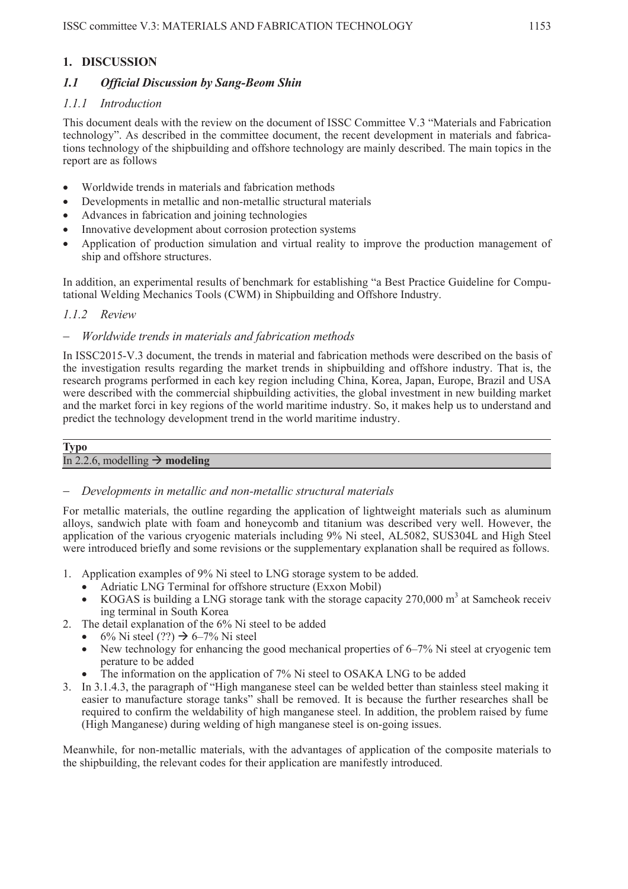# 1. DISCUSSION

## 1.1 *Official Discussion by Sang-Beom Shin*

### *1.1.1 Introduction*

This document deals with the review on the document of ISSC Committee V.3 "Materials and Fabrication technology". As described in the committee document, the recent development in materials and fabrications technology of the shipbuilding and offshore technology are mainly described. The main topics in the report are as follows

- Worldwide trends in materials and fabrication methods
- Developments in metallic and non-metallic structural materials
- Advances in fabrication and joining technologies
- Innovative development about corrosion protection systems
- Application of production simulation and virtual reality to improve the production management of ship and offshore structures.

In addition, an experimental results of benchmark for establishing "a Best Practice Guideline for Computational Welding Mechanics Tools (CWM) in Shipbuilding and Offshore Industry.

### *1.1.2 Review*

– *Worldwide trends in materials and fabrication methods*

In ISSC2015-V.3 document, the trends in material and fabrication methods were described on the basis of the investigation results regarding the market trends in shipbuilding and offshore industry. That is, the research programs performed in each key region including China, Korea, Japan, Europe, Brazil and USA were described with the commercial shipbuilding activities, the global investment in new building market and the market forci in key regions of the world maritime industry. So, it makes help us to understand and predict the technology development trend in the world maritime industry.

| **Typo** |
| --- |
| In 2.2.6, modelling → **modeling** |

– *Developments in metallic and non-metallic structural materials*

For metallic materials, the outline regarding the application of lightweight materials such as aluminum alloys, sandwich plate with foam and honeycomb and titanium was described very well. However, the application of the various cryogenic materials including 9% Ni steel, AL5082, SUS304L and High Steel were introduced briefly and some revisions or the supplementary explanation shall be required as follows.

1. Application examples of 9% Ni steel to LNG storage system to be added.
   - Adriatic LNG Terminal for offshore structure (Exxon Mobil)
   - KOGAS is building a LNG storage tank with the storage capacity 270,000 $m^3$ at Samcheok receiving terminal in South Korea
2. The detail explanation of the 6% Ni steel to be added
   - 6% Ni steel (??) → 6–7% Ni steel
   - New technology for enhancing the good mechanical properties of 6–7% Ni steel at cryogenic temperature to be added
   - The information on the application of 7% Ni steel to OSAKA LNG to be added
3. In 3.1.4.3, the paragraph of "High manganese steel can be welded better than stainless steel making it easier to manufacture storage tanks" shall be removed. It is because the further researches shall be required to confirm the weldability of high manganese steel. In addition, the problem raised by fume (High Manganese) during welding of high manganese steel is on-going issues.

Meanwhile, for non-metallic materials, with the advantages of application of the composite materials to the shipbuilding, the relevant codes for their application are manifestly introduced.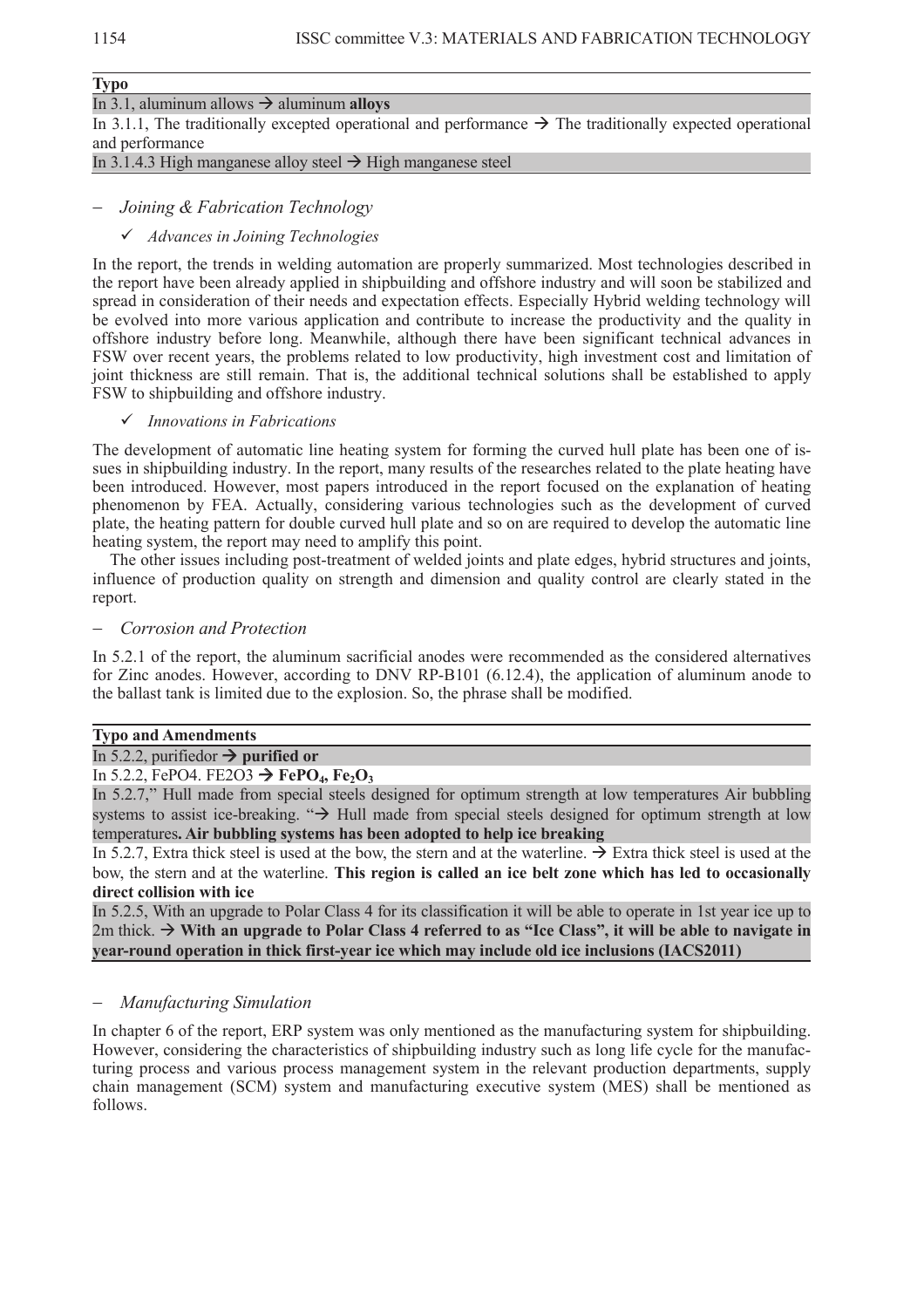| Typo |
| --- |
| In 3.1, aluminum allows → aluminum **alloys** |
| In 3.1.1, The traditionally excepted operational and performance → The traditionally expected operational and performance |
| In 3.1.4.3 High manganese alloy steel → High manganese steel |

– *Joining & Fabrication Technology*

✓ *Advances in Joining Technologies*

In the report, the trends in welding automation are properly summarized. Most technologies described in the report have been already applied in shipbuilding and offshore industry and will soon be stabilized and spread in consideration of their needs and expectation effects. Especially Hybrid welding technology will be evolved into more various application and contribute to increase the productivity and the quality in offshore industry before long. Meanwhile, although there have been significant technical advances in FSW over recent years, the problems related to low productivity, high investment cost and limitation of joint thickness are still remain. That is, the additional technical solutions shall be established to apply FSW to shipbuilding and offshore industry.

✓ *Innovations in Fabrications*

The development of automatic line heating system for forming the curved hull plate has been one of issues in shipbuilding industry. In the report, many results of the researches related to the plate heating have been introduced. However, most papers introduced in the report focused on the explanation of heating phenomenon by FEA. Actually, considering various technologies such as the development of curved plate, the heating pattern for double curved hull plate and so on are required to develop the automatic line heating system, the report may need to amplify this point.

The other issues including post-treatment of welded joints and plate edges, hybrid structures and joints, influence of production quality on strength and dimension and quality control are clearly stated in the report.

– *Corrosion and Protection*

In 5.2.1 of the report, the aluminum sacrificial anodes were recommended as the considered alternatives for Zinc anodes. However, according to DNV RP-B101 (6.12.4), the application of aluminum anode to the ballast tank is limited due to the explosion. So, the phrase shall be modified.

| Typo and Amendments |
| --- |
| In 5.2.2, purifiedor → **purified or** |
| In 5.2.2, FePO4. FE2O3 → **$FePO_4$, $Fe_2O_3$** |
| In 5.2.7," Hull made from special steels designed for optimum strength at low temperatures Air bubbling systems to assist ice-breaking. "→ Hull made from special steels designed for optimum strength at low temperatures**. Air bubbling systems has been adopted to help ice breaking** |
| In 5.2.7, Extra thick steel is used at the bow, the stern and at the waterline. → Extra thick steel is used at the bow, the stern and at the waterline. **This region is called an ice belt zone which has led to occasionally direct collision with ice** |
| In 5.2.5, With an upgrade to Polar Class 4 for its classification it will be able to operate in 1st year ice up to 2m thick. → **With an upgrade to Polar Class 4 referred to as "Ice Class", it will be able to navigate in year-round operation in thick first-year ice which may include old ice inclusions (IACS2011)** |

– *Manufacturing Simulation*

In chapter 6 of the report, ERP system was only mentioned as the manufacturing system for shipbuilding. However, considering the characteristics of shipbuilding industry such as long life cycle for the manufacturing process and various process management system in the relevant production departments, supply chain management (SCM) system and manufacturing executive system (MES) shall be mentioned as follows.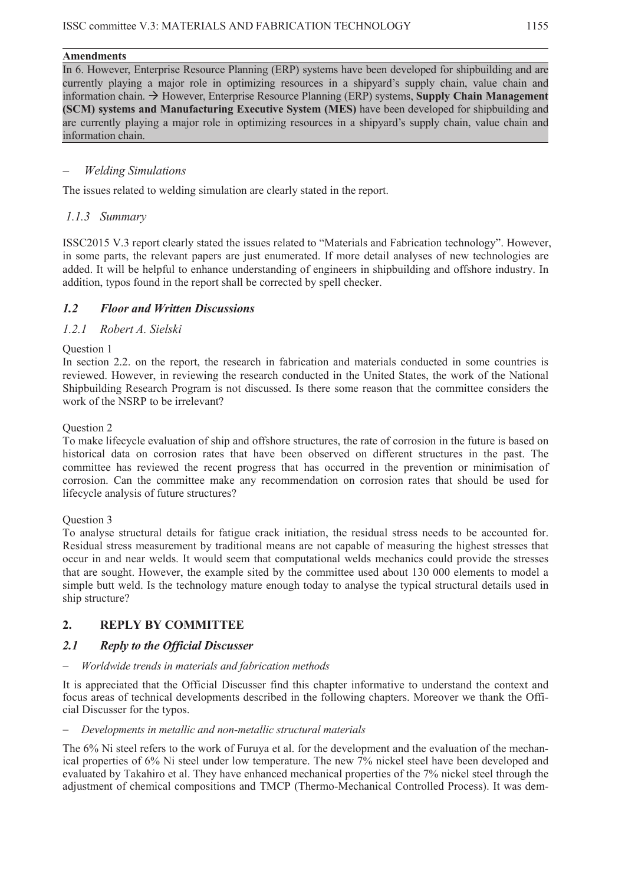**Amendments**

In 6. However, Enterprise Resource Planning (ERP) systems have been developed for shipbuilding and are currently playing a major role in optimizing resources in a shipyard's supply chain, value chain and information chain. → However, Enterprise Resource Planning (ERP) systems, **Supply Chain Management (SCM) systems and Manufacturing Executive System (MES)** have been developed for shipbuilding and are currently playing a major role in optimizing resources in a shipyard's supply chain, value chain and information chain.

– *Welding Simulations*

The issues related to welding simulation are clearly stated in the report.

### *1.1.3 Summary*

ISSC2015 V.3 report clearly stated the issues related to "Materials and Fabrication technology". However, in some parts, the relevant papers are just enumerated. If more detail analyses of new technologies are added. It will be helpful to enhance understanding of engineers in shipbuilding and offshore industry. In addition, typos found in the report shall be corrected by spell checker.

## *1.2 Floor and Written Discussions*

### *1.2.1 Robert A. Sielski*

Question 1

In section 2.2. on the report, the research in fabrication and materials conducted in some countries is reviewed. However, in reviewing the research conducted in the United States, the work of the National Shipbuilding Research Program is not discussed. Is there some reason that the committee considers the work of the NSRP to be irrelevant?

Question 2

To make lifecycle evaluation of ship and offshore structures, the rate of corrosion in the future is based on historical data on corrosion rates that have been observed on different structures in the past. The committee has reviewed the recent progress that has occurred in the prevention or minimisation of corrosion. Can the committee make any recommendation on corrosion rates that should be used for lifecycle analysis of future structures?

Question 3

To analyse structural details for fatigue crack initiation, the residual stress needs to be accounted for. Residual stress measurement by traditional means are not capable of measuring the highest stresses that occur in and near welds. It would seem that computational welds mechanics could provide the stresses that are sought. However, the example sited by the committee used about 130 000 elements to model a simple butt weld. Is the technology mature enough today to analyse the typical structural details used in ship structure?

# 2. REPLY BY COMMITTEE

## *2.1 Reply to the Official Discusser*

– *Worldwide trends in materials and fabrication methods*

It is appreciated that the Official Discusser find this chapter informative to understand the context and focus areas of technical developments described in the following chapters. Moreover we thank the Official Discusser for the typos.

– *Developments in metallic and non-metallic structural materials*

The 6% Ni steel refers to the work of Furuya et al. for the development and the evaluation of the mechanical properties of 6% Ni steel under low temperature. The new 7% nickel steel have been developed and evaluated by Takahiro et al. They have enhanced mechanical properties of the 7% nickel steel through the adjustment of chemical compositions and TMCP (Thermo-Mechanical Controlled Process). It was dem-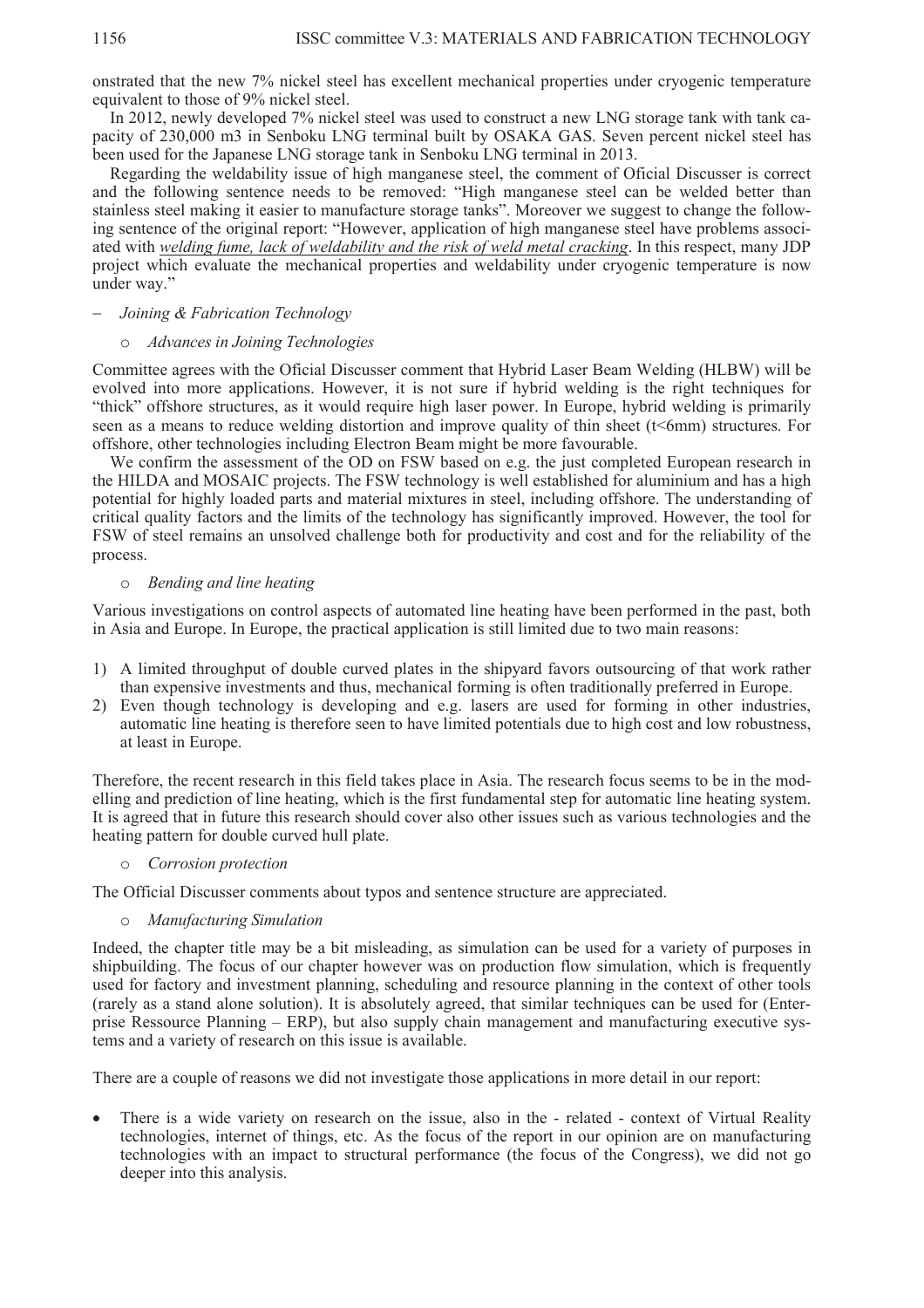onstrated that the new 7% nickel steel has excellent mechanical properties under cryogenic temperature equivalent to those of 9% nickel steel.

In 2012, newly developed 7% nickel steel was used to construct a new LNG storage tank with tank capacity of 230,000 m3 in Senboku LNG terminal built by OSAKA GAS. Seven percent nickel steel has been used for the Japanese LNG storage tank in Senboku LNG terminal in 2013.

Regarding the weldability issue of high manganese steel, the comment of Oficial Discusser is correct and the following sentence needs to be removed: "High manganese steel can be welded better than stainless steel making it easier to manufacture storage tanks". Moreover we suggest to change the following sentence of the original report: "However, application of high manganese steel have problems associated with *welding fume, lack of weldability and the risk of weld metal cracking*. In this respect, many JDP project which evaluate the mechanical properties and weldability under cryogenic temperature is now under way."

– *Joining & Fabrication Technology*

  o *Advances in Joining Technologies*

Committee agrees with the Oficial Discusser comment that Hybrid Laser Beam Welding (HLBW) will be evolved into more applications. However, it is not sure if hybrid welding is the right techniques for "thick" offshore structures, as it would require high laser power. In Europe, hybrid welding is primarily seen as a means to reduce welding distortion and improve quality of thin sheet (t<6mm) structures. For offshore, other technologies including Electron Beam might be more favourable.

We confirm the assessment of the OD on FSW based on e.g. the just completed European research in the HILDA and MOSAIC projects. The FSW technology is well established for aluminium and has a high potential for highly loaded parts and material mixtures in steel, including offshore. The understanding of critical quality factors and the limits of the technology has significantly improved. However, the tool for FSW of steel remains an unsolved challenge both for productivity and cost and for the reliability of the process.

  o *Bending and line heating*

Various investigations on control aspects of automated line heating have been performed in the past, both in Asia and Europe. In Europe, the practical application is still limited due to two main reasons:

1) A limited throughput of double curved plates in the shipyard favors outsourcing of that work rather than expensive investments and thus, mechanical forming is often traditionally preferred in Europe.
2) Even though technology is developing and e.g. lasers are used for forming in other industries, automatic line heating is therefore seen to have limited potentials due to high cost and low robustness, at least in Europe.

Therefore, the recent research in this field takes place in Asia. The research focus seems to be in the modelling and prediction of line heating, which is the first fundamental step for automatic line heating system. It is agreed that in future this research should cover also other issues such as various technologies and the heating pattern for double curved hull plate.

  o *Corrosion protection*

The Official Discusser comments about typos and sentence structure are appreciated.

  o *Manufacturing Simulation*

Indeed, the chapter title may be a bit misleading, as simulation can be used for a variety of purposes in shipbuilding. The focus of our chapter however was on production flow simulation, which is frequently used for factory and investment planning, scheduling and resource planning in the context of other tools (rarely as a stand alone solution). It is absolutely agreed, that similar techniques can be used for (Enterprise Ressource Planning – ERP), but also supply chain management and manufacturing executive systems and a variety of research on this issue is available.

There are a couple of reasons we did not investigate those applications in more detail in our report:

- There is a wide variety on research on the issue, also in the - related - context of Virtual Reality technologies, internet of things, etc. As the focus of the report in our opinion are on manufacturing technologies with an impact to structural performance (the focus of the Congress), we did not go deeper into this analysis.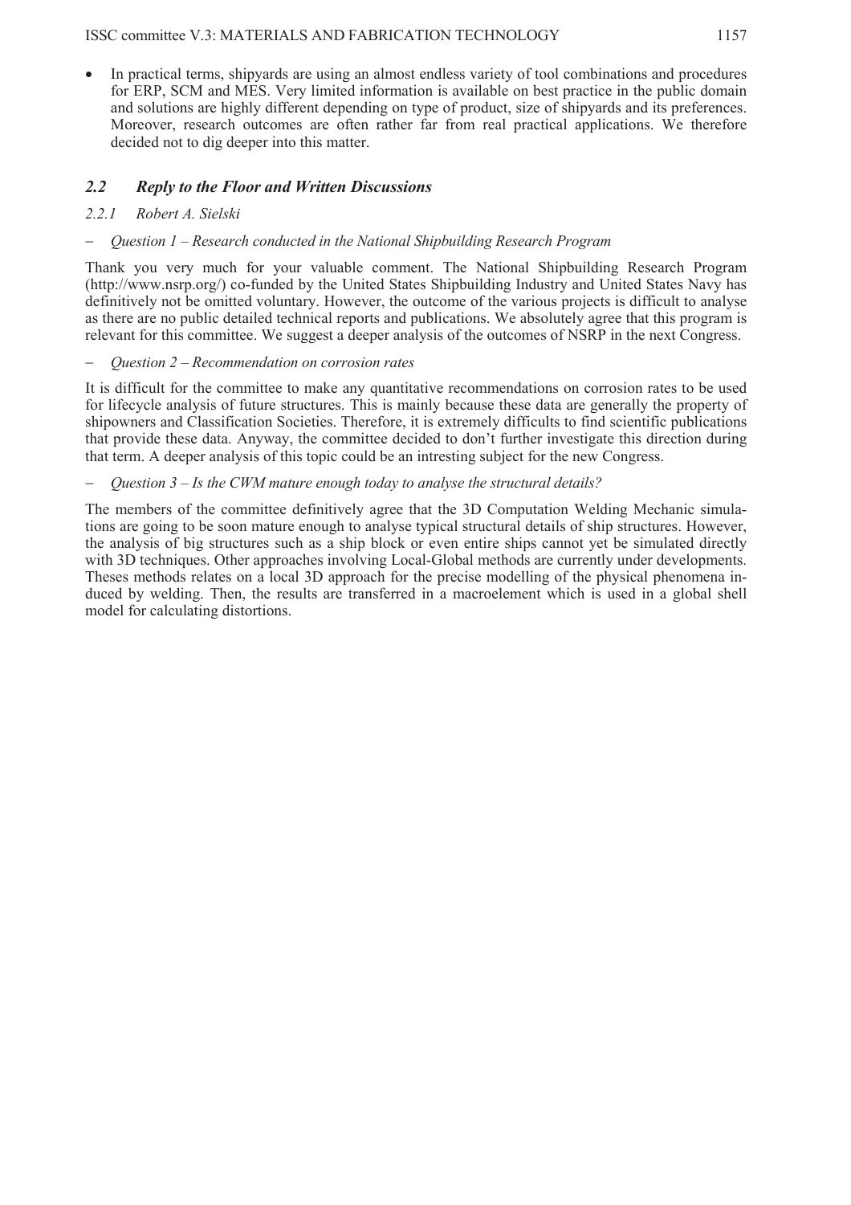- In practical terms, shipyards are using an almost endless variety of tool combinations and procedures for ERP, SCM and MES. Very limited information is available on best practice in the public domain and solutions are highly different depending on type of product, size of shipyards and its preferences. Moreover, research outcomes are often rather far from real practical applications. We therefore decided not to dig deeper into this matter.

## *2.2 Reply to the Floor and Written Discussions*

### *2.2.1 Robert A. Sielski*

– *Question 1 – Research conducted in the National Shipbuilding Research Program*

Thank you very much for your valuable comment. The National Shipbuilding Research Program (http://www.nsrp.org/) co-funded by the United States Shipbuilding Industry and United States Navy has definitively not be omitted voluntary. However, the outcome of the various projects is difficult to analyse as there are no public detailed technical reports and publications. We absolutely agree that this program is relevant for this committee. We suggest a deeper analysis of the outcomes of NSRP in the next Congress.

– *Question 2 – Recommendation on corrosion rates*

It is difficult for the committee to make any quantitative recommendations on corrosion rates to be used for lifecycle analysis of future structures. This is mainly because these data are generally the property of shipowners and Classification Societies. Therefore, it is extremely difficults to find scientific publications that provide these data. Anyway, the committee decided to don't further investigate this direction during that term. A deeper analysis of this topic could be an intresting subject for the new Congress.

– *Question 3 – Is the CWM mature enough today to analyse the structural details?*

The members of the committee definitively agree that the 3D Computation Welding Mechanic simulations are going to be soon mature enough to analyse typical structural details of ship structures. However, the analysis of big structures such as a ship block or even entire ships cannot yet be simulated directly with 3D techniques. Other approaches involving Local-Global methods are currently under developments. Theses methods relates on a local 3D approach for the precise modelling of the physical phenomena induced by welding. Then, the results are transferred in a macroelement which is used in a global shell model for calculating distortions.